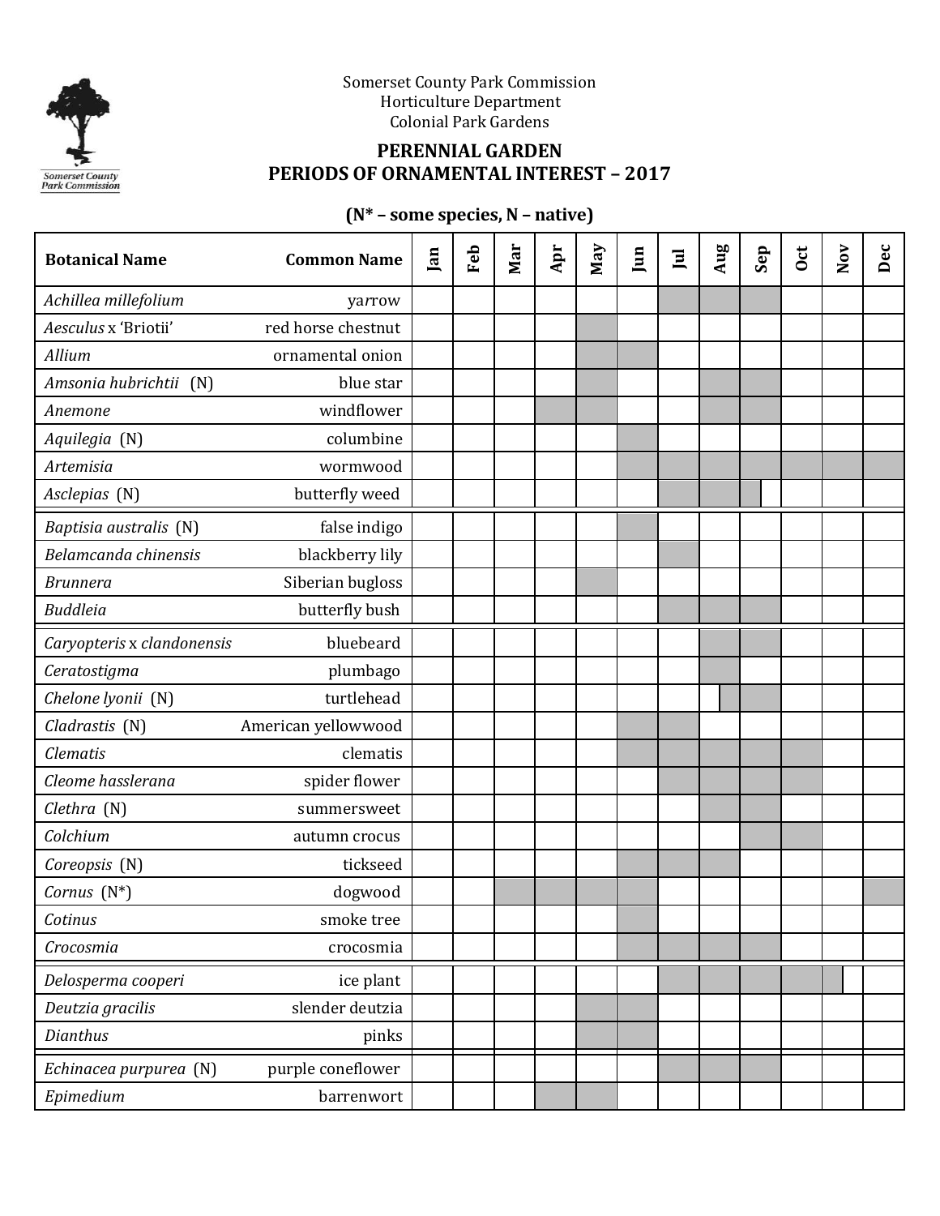Somerset County Park Commission
Horticulture Department
Colonial Park Gardens

## PERENNIAL GARDEN
## PERIODS OF ORNAMENTAL INTEREST – 2017

**(N* – some species, N – native)**

| Botanical Name | Common Name | Jan | Feb | Mar | Apr | May | Jun | Jul | Aug | Sep | Oct | Nov | Dec |
|---|---|---|---|---|---|---|---|---|---|---|---|---|---|
| *Achillea millefolium* | yarrow | | | | | | | ■ | ■ | ■ | | | |
| *Aesculus* x 'Briotii' | red horse chestnut | | | | | ■ | | | | | | | |
| *Allium* | ornamental onion | | | | | ■ | ■ | | | | | | |
| *Amsonia hubrichtii* (N) | blue star | | | | | ■ | | | ■ | ■ | | | |
| *Anemone* | windflower | | | | ■ | ■ | | | ■ | ■ | | | |
| *Aquilegia* (N) | columbine | | | | | | ■ | | | | | | |
| *Artemisia* | wormwood | | | | | | ■ | ■ | ■ | ■ | ■ | ■ | ■ |
| *Asclepias* (N) | butterfly weed | | | | | | | ■ | ■ | ■ | | | |
| *Baptisia australis* (N) | false indigo | | | | | | ■ | | | | | | |
| *Belamcanda chinensis* | blackberry lily | | | | | | | ■ | | | | | |
| *Brunnera* | Siberian bugloss | | | | | ■ | | | | | | | |
| *Buddleia* | butterfly bush | | | | | | | ■ | ■ | ■ | | | |
| *Caryopteris* x *clandonensis* | bluebeard | | | | | | | | ■ | ■ | | | |
| *Ceratostigma* | plumbago | | | | | | | | ■ | | | | |
| *Chelone lyonii* (N) | turtlehead | | | | | | | | ■ | ■ | | | |
| *Cladrastis* (N) | American yellowwood | | | | | | ■ | ■ | | | | | |
| *Clematis* | clematis | | | | | | ■ | ■ | ■ | ■ | ■ | | |
| *Cleome hasslerana* | spider flower | | | | | | | ■ | ■ | ■ | ■ | | |
| *Clethra* (N) | summersweet | | | | | | | | ■ | ■ | | | |
| *Colchium* | autumn crocus | | | | | | | | | ■ | ■ | | |
| *Coreopsis* (N) | tickseed | | | | | | ■ | ■ | ■ | | | | |
| *Cornus* (N*) | dogwood | | | ■ | ■ | ■ | ■ | | | | | | ■ |
| *Cotinus* | smoke tree | | | | | | ■ | | | | | | |
| *Crocosmia* | crocosmia | | | | | | ■ | ■ | ■ | ■ | | | |
| *Delosperma cooperi* | ice plant | | | | | | | ■ | ■ | ■ | ■ | ■ | |
| *Deutzia gracilis* | slender deutzia | | | | | ■ | ■ | | | | | | |
| *Dianthus* | pinks | | | | | ■ | ■ | | | | | | |
| *Echinacea purpurea* (N) | purple coneflower | | | | | | | ■ | ■ | ■ | | | |
| *Epimedium* | barrenwort | | | | ■ | ■ | | | | | | | |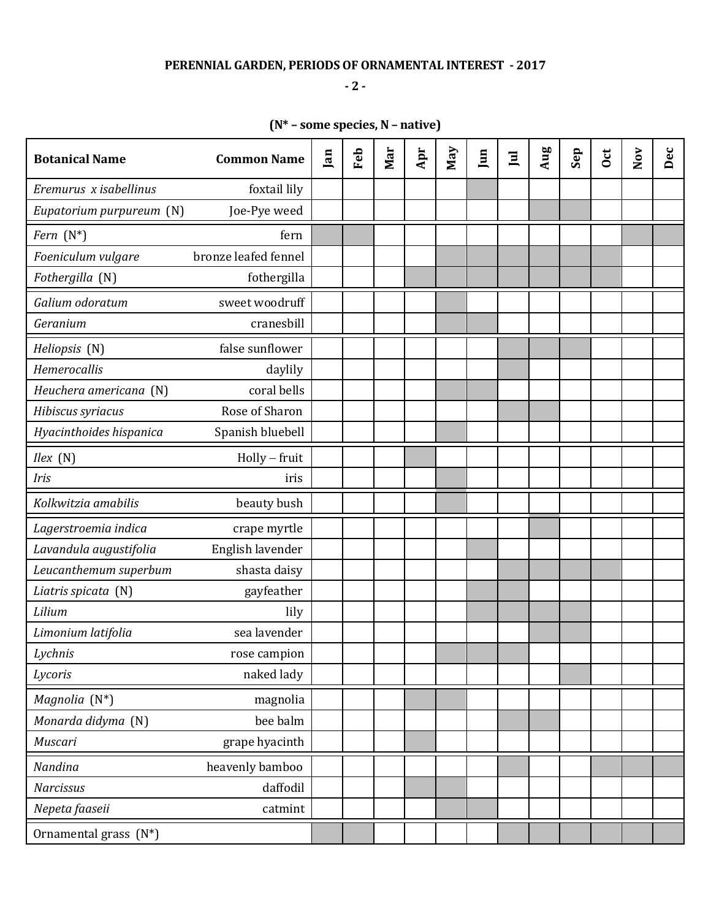# PERENNIAL GARDEN, PERIODS OF ORNAMENTAL INTEREST - 2017

**(N* – some species, N – native)**

Shaded cells are marked ■.

| Botanical Name | Common Name | Jan | Feb | Mar | Apr | May | Jun | Jul | Aug | Sep | Oct | Nov | Dec |
|---|---|---|---|---|---|---|---|---|---|---|---|---|---|
| *Eremurus x isabellinus* | foxtail lily | | | | | | ■ | | | | | | |
| *Eupatorium purpureum* (N) | Joe-Pye weed | | | | | | | | ■ | ■ | | | |
| *Fern* (N*) | fern | ■ | ■ | | | | | | | | | ■ | ■ |
| *Foeniculum vulgare* | bronze leafed fennel | | | | | ■ | ■ | ■ | ■ | ■ | ■ | | |
| *Fothergilla* (N) | fothergilla | | | | ■ | ■ | ■ | ■ | ■ | ■ | ■ | | |
| *Galium odoratum* | sweet woodruff | | | | | ■ | | | | | | | |
| *Geranium* | cranesbill | | | | | ■ | ■ | | | | | | |
| *Heliopsis* (N) | false sunflower | | | | | | | ■ | ■ | ■ | | | |
| *Hemerocallis* | daylily | | | | | | | ■ | | | | | |
| *Heuchera americana* (N) | coral bells | | | | | ■ | ■ | | | | | | |
| *Hibiscus syriacus* | Rose of Sharon | | | | | | | ■ | ■ | | | | |
| *Hyacinthoides hispanica* | Spanish bluebell | | | | | ■ | | | | | | | |
| *Ilex* (N) | Holly – fruit | | | | ■ | | | | | | | | |
| *Iris* | iris | | | | | ■ | | | | | | | |
| *Kolkwitzia amabilis* | beauty bush | | | | | ■ | | | | | | | |
| *Lagerstroemia indica* | crape myrtle | | | | | | | | ■ | | | | |
| *Lavandula augustifolia* | English lavender | | | | | | ■ | | | | | | |
| *Leucanthemum superbum* | shasta daisy | | | | | | | ■ | ■ | ■ | ■ | | |
| *Liatris spicata* (N) | gayfeather | | | | | | ■ | ■ | | | | | |
| *Lilium* | lily | | | | | | ■ | ■ | ■ | ■ | | | |
| *Limonium latifolia* | sea lavender | | | | | | | | ■ | ■ | | | |
| *Lychnis* | rose campion | | | | | ■ | ■ | ■ | | | | | |
| *Lycoris* | naked lady | | | | | | | | | ■ | | | |
| *Magnolia* (N*) | magnolia | | | | ■ | ■ | | | | | | | |
| *Monarda didyma* (N) | bee balm | | | | | | | ■ | ■ | | | | |
| *Muscari* | grape hyacinth | | | | ■ | | | | | | | | |
| *Nandina* | heavenly bamboo | | | | | | | ■ | | | ■ | ■ | ■ |
| *Narcissus* | daffodil | | | | ■ | ■ | | | | | | | |
| *Nepeta faaseii* | catmint | | | | | ■ | ■ | | | | | | |
| Ornamental grass (N*) | | ■ | ■ | | | | | ■ | ■ | ■ | ■ | ■ | ■ |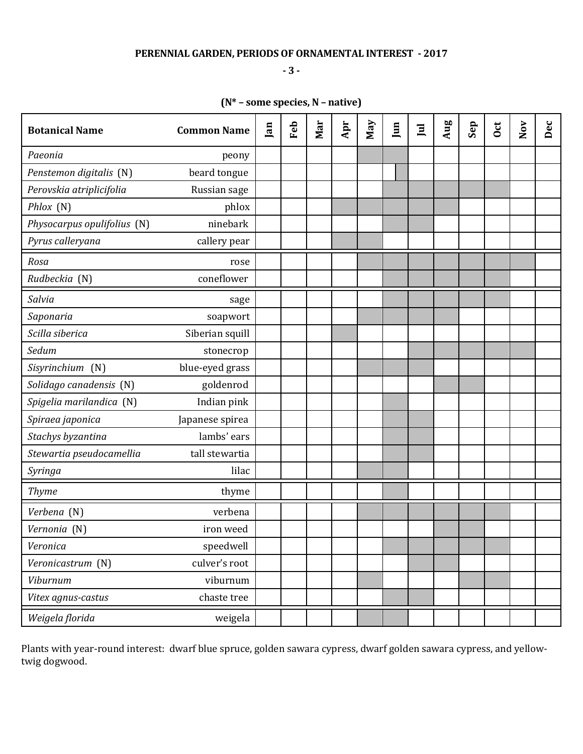**(N* – some species, N – native)**

| Botanical Name | Common Name | Jan | Feb | Mar | Apr | May | Jun | Jul | Aug | Sep | Oct | Nov | Dec |
|---|---|---|---|---|---|---|---|---|---|---|---|---|---|
| *Paeonia* | peony | | | | | ■ | ■ | | | | | | |
| *Penstemon digitalis* (N) | beard tongue | | | | | | ■ | | | | | | |
| *Perovskia atriplicifolia* | Russian sage | | | | | | ■ | ■ | ■ | ■ | ■ | | |
| *Phlox* (N) | phlox | | | | ■ | ■ | ■ | ■ | ■ | | | | |
| *Physocarpus opulifolius* (N) | ninebark | | | | | | ■ | ■ | | | | | |
| *Pyrus calleryana* | callery pear | | | | ■ | ■ | | | | | | | |
| *Rosa* | rose | | | | | ■ | ■ | ■ | ■ | ■ | ■ | ■ | |
| *Rudbeckia* (N) | coneflower | | | | | | ■ | ■ | ■ | ■ | ■ | | |
| *Salvia* | sage | | | | | | ■ | ■ | ■ | ■ | ■ | | |
| *Saponaria* | soapwort | | | | | ■ | ■ | ■ | ■ | | | | |
| *Scilla siberica* | Siberian squill | | | | ■ | | | | | | | | |
| *Sedum* | stonecrop | | | | | | | ■ | ■ | ■ | ■ | ■ | |
| *Sisyrinchium* (N) | blue-eyed grass | | | | | ■ | ■ | ■ | | | | | |
| *Solidago canadensis* (N) | goldenrod | | | | | | | | ■ | ■ | | | |
| *Spigelia marilandica* (N) | Indian pink | | | | | | ■ | | | | | | |
| *Spiraea japonica* | Japanese spirea | | | | | | ■ | ■ | | | | | |
| *Stachys byzantina* | lambs' ears | | | | | | ■ | ■ | | | | | |
| *Stewartia pseudocamellia* | tall stewartia | | | | | | ■ | ■ | | | | | |
| *Syringa* | lilac | | | | | ■ | ■ | | | | | | |
| *Thyme* | thyme | | | | | | ■ | | | | | | |
| *Verbena* (N) | verbena | | | | | ■ | ■ | ■ | ■ | ■ | ■ | | |
| *Vernonia* (N) | iron weed | | | | | | | | ■ | ■ | | | |
| *Veronica* | speedwell | | | | | | ■ | ■ | ■ | ■ | ■ | | |
| *Veronicastrum* (N) | culver's root | | | | | | | ■ | ■ | | | | |
| *Viburnum* | viburnum | | | | | ■ | | | | ■ | ■ | | |
| *Vitex agnus-castus* | chaste tree | | | | | | ■ | ■ | | | | | |
| *Weigela florida* | weigela | | | | | ■ | ■ | | | | | | |

Plants with year-round interest: dwarf blue spruce, golden sawara cypress, dwarf golden sawara cypress, and yellow-twig dogwood.